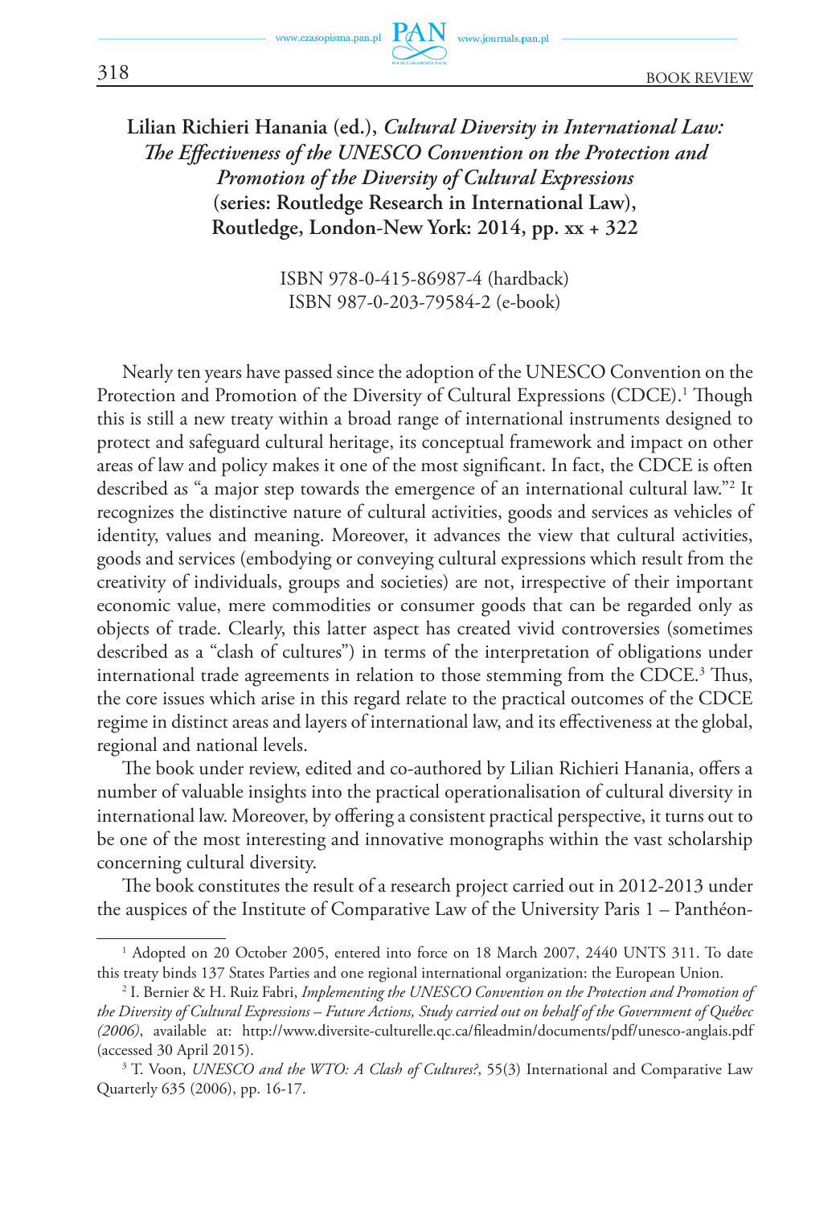**Lilian Richieri Hanania (ed.), *Cultural Diversity in International Law: The Effectiveness of the UNESCO Convention on the Protection and Promotion of the Diversity of Cultural Expressions* (series: Routledge Research in International Law), Routledge, London-New York: 2014, pp. xx + 322**

ISBN 978-0-415-86987-4 (hardback)
ISBN 987-0-203-79584-2 (e-book)

Nearly ten years have passed since the adoption of the UNESCO Convention on the Protection and Promotion of the Diversity of Cultural Expressions (CDCE).[1] Though this is still a new treaty within a broad range of international instruments designed to protect and safeguard cultural heritage, its conceptual framework and impact on other areas of law and policy makes it one of the most significant. In fact, the CDCE is often described as "a major step towards the emergence of an international cultural law."[2] It recognizes the distinctive nature of cultural activities, goods and services as vehicles of identity, values and meaning. Moreover, it advances the view that cultural activities, goods and services (embodying or conveying cultural expressions which result from the creativity of individuals, groups and societies) are not, irrespective of their important economic value, mere commodities or consumer goods that can be regarded only as objects of trade. Clearly, this latter aspect has created vivid controversies (sometimes described as a "clash of cultures") in terms of the interpretation of obligations under international trade agreements in relation to those stemming from the CDCE.[3] Thus, the core issues which arise in this regard relate to the practical outcomes of the CDCE regime in distinct areas and layers of international law, and its effectiveness at the global, regional and national levels.

The book under review, edited and co-authored by Lilian Richieri Hanania, offers a number of valuable insights into the practical operationalisation of cultural diversity in international law. Moreover, by offering a consistent practical perspective, it turns out to be one of the most interesting and innovative monographs within the vast scholarship concerning cultural diversity.

The book constitutes the result of a research project carried out in 2012-2013 under the auspices of the Institute of Comparative Law of the University Paris 1 – Panthéon-

---

[1] Adopted on 20 October 2005, entered into force on 18 March 2007, 2440 UNTS 311. To date this treaty binds 137 States Parties and one regional international organization: the European Union.

[2] I. Bernier & H. Ruiz Fabri, *Implementing the UNESCO Convention on the Protection and Promotion of the Diversity of Cultural Expressions – Future Actions, Study carried out on behalf of the Government of Québec (2006)*, available at: http://www.diversite-culturelle.qc.ca/fileadmin/documents/pdf/unesco-anglais.pdf (accessed 30 April 2015).

[3] T. Voon, *UNESCO and the WTO: A Clash of Cultures?*, 55(3) International and Comparative Law Quarterly 635 (2006), pp. 16-17.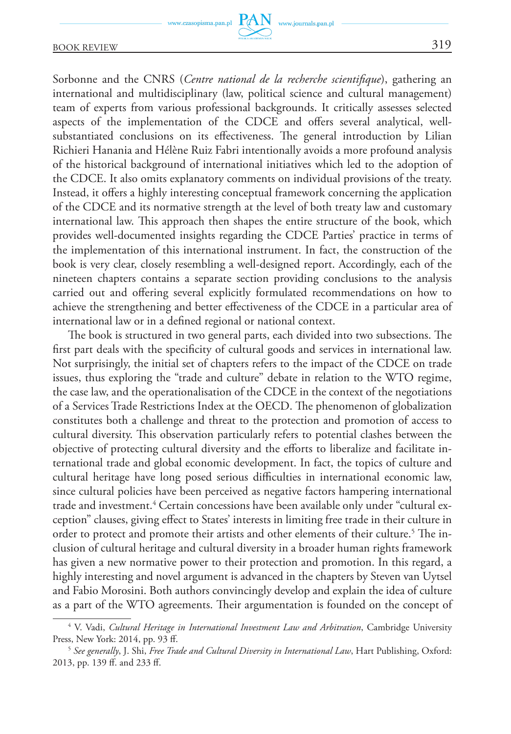Sorbonne and the CNRS (*Centre national de la recherche scientifique*), gathering an international and multidisciplinary (law, political science and cultural management) team of experts from various professional backgrounds. It critically assesses selected aspects of the implementation of the CDCE and offers several analytical, well-substantiated conclusions on its effectiveness. The general introduction by Lilian Richieri Hanania and Hélène Ruiz Fabri intentionally avoids a more profound analysis of the historical background of international initiatives which led to the adoption of the CDCE. It also omits explanatory comments on individual provisions of the treaty. Instead, it offers a highly interesting conceptual framework concerning the application of the CDCE and its normative strength at the level of both treaty law and customary international law. This approach then shapes the entire structure of the book, which provides well-documented insights regarding the CDCE Parties' practice in terms of the implementation of this international instrument. In fact, the construction of the book is very clear, closely resembling a well-designed report. Accordingly, each of the nineteen chapters contains a separate section providing conclusions to the analysis carried out and offering several explicitly formulated recommendations on how to achieve the strengthening and better effectiveness of the CDCE in a particular area of international law or in a defined regional or national context.

The book is structured in two general parts, each divided into two subsections. The first part deals with the specificity of cultural goods and services in international law. Not surprisingly, the initial set of chapters refers to the impact of the CDCE on trade issues, thus exploring the "trade and culture" debate in relation to the WTO regime, the case law, and the operationalisation of the CDCE in the context of the negotiations of a Services Trade Restrictions Index at the OECD. The phenomenon of globalization constitutes both a challenge and threat to the protection and promotion of access to cultural diversity. This observation particularly refers to potential clashes between the objective of protecting cultural diversity and the efforts to liberalize and facilitate international trade and global economic development. In fact, the topics of culture and cultural heritage have long posed serious difficulties in international economic law, since cultural policies have been perceived as negative factors hampering international trade and investment.[4] Certain concessions have been available only under "cultural exception" clauses, giving effect to States' interests in limiting free trade in their culture in order to protect and promote their artists and other elements of their culture.[5] The inclusion of cultural heritage and cultural diversity in a broader human rights framework has given a new normative power to their protection and promotion. In this regard, a highly interesting and novel argument is advanced in the chapters by Steven van Uytsel and Fabio Morosini. Both authors convincingly develop and explain the idea of culture as a part of the WTO agreements. Their argumentation is founded on the concept of

---

[4] V. Vadi, *Cultural Heritage in International Investment Law and Arbitration*, Cambridge University Press, New York: 2014, pp. 93 ff.

[5] *See generally*, J. Shi, *Free Trade and Cultural Diversity in International Law*, Hart Publishing, Oxford: 2013, pp. 139 ff. and 233 ff.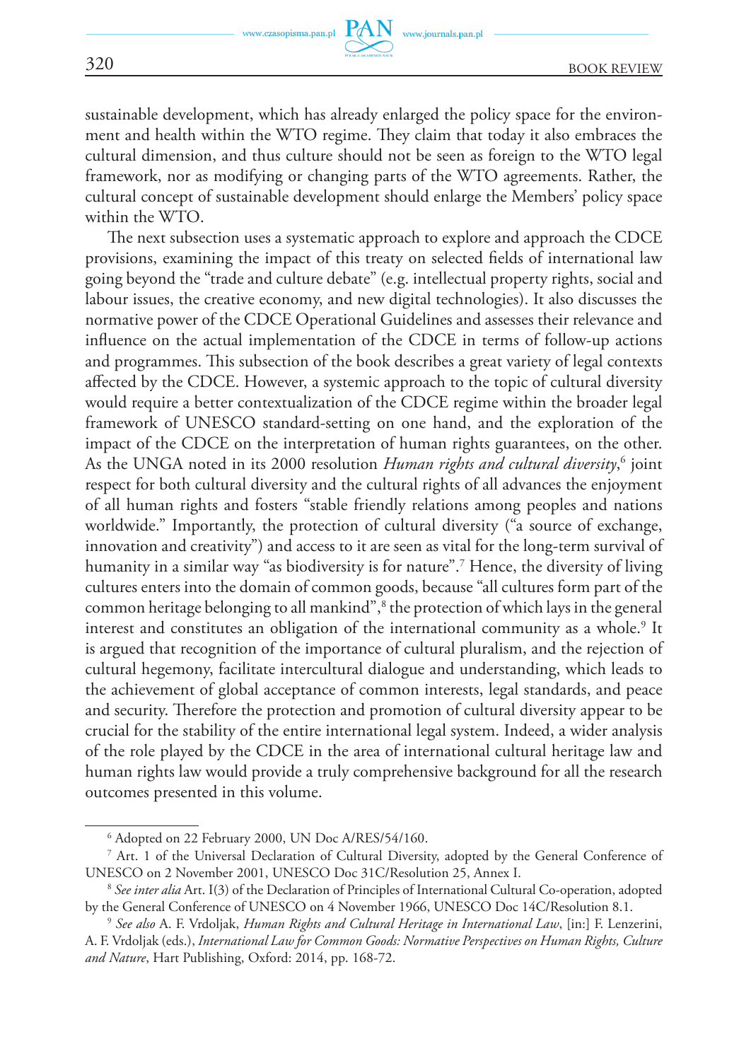sustainable development, which has already enlarged the policy space for the environment and health within the WTO regime. They claim that today it also embraces the cultural dimension, and thus culture should not be seen as foreign to the WTO legal framework, nor as modifying or changing parts of the WTO agreements. Rather, the cultural concept of sustainable development should enlarge the Members' policy space within the WTO.

The next subsection uses a systematic approach to explore and approach the CDCE provisions, examining the impact of this treaty on selected fields of international law going beyond the "trade and culture debate" (e.g. intellectual property rights, social and labour issues, the creative economy, and new digital technologies). It also discusses the normative power of the CDCE Operational Guidelines and assesses their relevance and influence on the actual implementation of the CDCE in terms of follow-up actions and programmes. This subsection of the book describes a great variety of legal contexts affected by the CDCE. However, a systemic approach to the topic of cultural diversity would require a better contextualization of the CDCE regime within the broader legal framework of UNESCO standard-setting on one hand, and the exploration of the impact of the CDCE on the interpretation of human rights guarantees, on the other. As the UNGA noted in its 2000 resolution *Human rights and cultural diversity*,[6] joint respect for both cultural diversity and the cultural rights of all advances the enjoyment of all human rights and fosters "stable friendly relations among peoples and nations worldwide." Importantly, the protection of cultural diversity ("a source of exchange, innovation and creativity") and access to it are seen as vital for the long-term survival of humanity in a similar way "as biodiversity is for nature".[7] Hence, the diversity of living cultures enters into the domain of common goods, because "all cultures form part of the common heritage belonging to all mankind",[8] the protection of which lays in the general interest and constitutes an obligation of the international community as a whole.[9] It is argued that recognition of the importance of cultural pluralism, and the rejection of cultural hegemony, facilitate intercultural dialogue and understanding, which leads to the achievement of global acceptance of common interests, legal standards, and peace and security. Therefore the protection and promotion of cultural diversity appear to be crucial for the stability of the entire international legal system. Indeed, a wider analysis of the role played by the CDCE in the area of international cultural heritage law and human rights law would provide a truly comprehensive background for all the research outcomes presented in this volume.

---

[6] Adopted on 22 February 2000, UN Doc A/RES/54/160.

[7] Art. 1 of the Universal Declaration of Cultural Diversity, adopted by the General Conference of UNESCO on 2 November 2001, UNESCO Doc 31C/Resolution 25, Annex I.

[8] *See inter alia* Art. I(3) of the Declaration of Principles of International Cultural Co-operation, adopted by the General Conference of UNESCO on 4 November 1966, UNESCO Doc 14C/Resolution 8.1.

[9] *See also* A. F. Vrdoljak, *Human Rights and Cultural Heritage in International Law*, [in:] F. Lenzerini, A. F. Vrdoljak (eds.), *International Law for Common Goods: Normative Perspectives on Human Rights, Culture and Nature*, Hart Publishing, Oxford: 2014, pp. 168-72.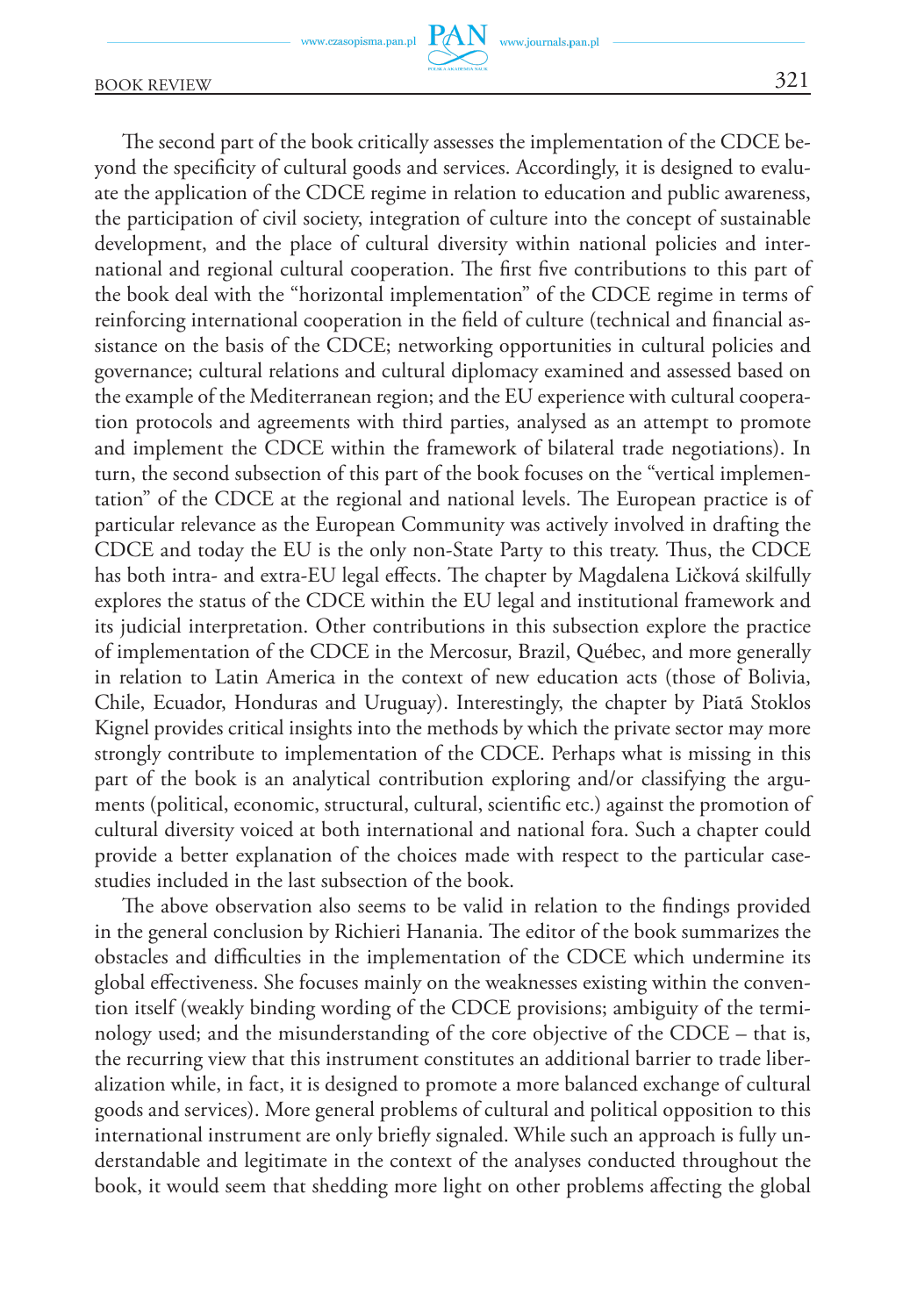The second part of the book critically assesses the implementation of the CDCE beyond the specificity of cultural goods and services. Accordingly, it is designed to evaluate the application of the CDCE regime in relation to education and public awareness, the participation of civil society, integration of culture into the concept of sustainable development, and the place of cultural diversity within national policies and international and regional cultural cooperation. The first five contributions to this part of the book deal with the "horizontal implementation" of the CDCE regime in terms of reinforcing international cooperation in the field of culture (technical and financial assistance on the basis of the CDCE; networking opportunities in cultural policies and governance; cultural relations and cultural diplomacy examined and assessed based on the example of the Mediterranean region; and the EU experience with cultural cooperation protocols and agreements with third parties, analysed as an attempt to promote and implement the CDCE within the framework of bilateral trade negotiations). In turn, the second subsection of this part of the book focuses on the "vertical implementation" of the CDCE at the regional and national levels. The European practice is of particular relevance as the European Community was actively involved in drafting the CDCE and today the EU is the only non-State Party to this treaty. Thus, the CDCE has both intra- and extra-EU legal effects. The chapter by Magdalena Ličková skilfully explores the status of the CDCE within the EU legal and institutional framework and its judicial interpretation. Other contributions in this subsection explore the practice of implementation of the CDCE in the Mercosur, Brazil, Québec, and more generally in relation to Latin America in the context of new education acts (those of Bolivia, Chile, Ecuador, Honduras and Uruguay). Interestingly, the chapter by Piatã Stoklos Kignel provides critical insights into the methods by which the private sector may more strongly contribute to implementation of the CDCE. Perhaps what is missing in this part of the book is an analytical contribution exploring and/or classifying the arguments (political, economic, structural, cultural, scientific etc.) against the promotion of cultural diversity voiced at both international and national fora. Such a chapter could provide a better explanation of the choices made with respect to the particular case-studies included in the last subsection of the book.

The above observation also seems to be valid in relation to the findings provided in the general conclusion by Richieri Hanania. The editor of the book summarizes the obstacles and difficulties in the implementation of the CDCE which undermine its global effectiveness. She focuses mainly on the weaknesses existing within the convention itself (weakly binding wording of the CDCE provisions; ambiguity of the terminology used; and the misunderstanding of the core objective of the CDCE – that is, the recurring view that this instrument constitutes an additional barrier to trade liberalization while, in fact, it is designed to promote a more balanced exchange of cultural goods and services). More general problems of cultural and political opposition to this international instrument are only briefly signaled. While such an approach is fully understandable and legitimate in the context of the analyses conducted throughout the book, it would seem that shedding more light on other problems affecting the global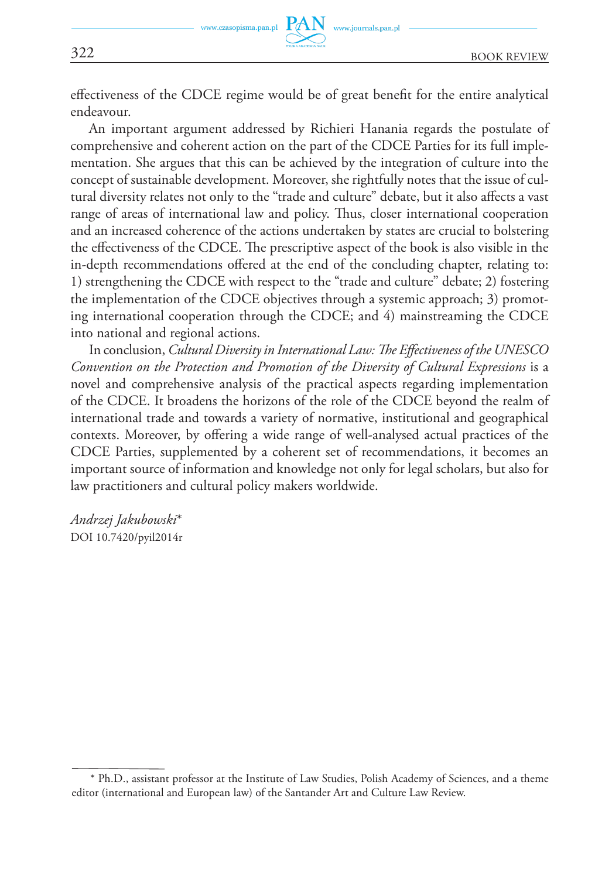effectiveness of the CDCE regime would be of great benefit for the entire analytical endeavour.

An important argument addressed by Richieri Hanania regards the postulate of comprehensive and coherent action on the part of the CDCE Parties for its full implementation. She argues that this can be achieved by the integration of culture into the concept of sustainable development. Moreover, she rightfully notes that the issue of cultural diversity relates not only to the "trade and culture" debate, but it also affects a vast range of areas of international law and policy. Thus, closer international cooperation and an increased coherence of the actions undertaken by states are crucial to bolstering the effectiveness of the CDCE. The prescriptive aspect of the book is also visible in the in-depth recommendations offered at the end of the concluding chapter, relating to: 1) strengthening the CDCE with respect to the "trade and culture" debate; 2) fostering the implementation of the CDCE objectives through a systemic approach; 3) promoting international cooperation through the CDCE; and 4) mainstreaming the CDCE into national and regional actions.

In conclusion, *Cultural Diversity in International Law: The Effectiveness of the UNESCO Convention on the Protection and Promotion of the Diversity of Cultural Expressions* is a novel and comprehensive analysis of the practical aspects regarding implementation of the CDCE. It broadens the horizons of the role of the CDCE beyond the realm of international trade and towards a variety of normative, institutional and geographical contexts. Moreover, by offering a wide range of well-analysed actual practices of the CDCE Parties, supplemented by a coherent set of recommendations, it becomes an important source of information and knowledge not only for legal scholars, but also for law practitioners and cultural policy makers worldwide.

*Andrzej Jakubowski**
DOI 10.7420/pyil2014r

---

\* Ph.D., assistant professor at the Institute of Law Studies, Polish Academy of Sciences, and a theme editor (international and European law) of the Santander Art and Culture Law Review.